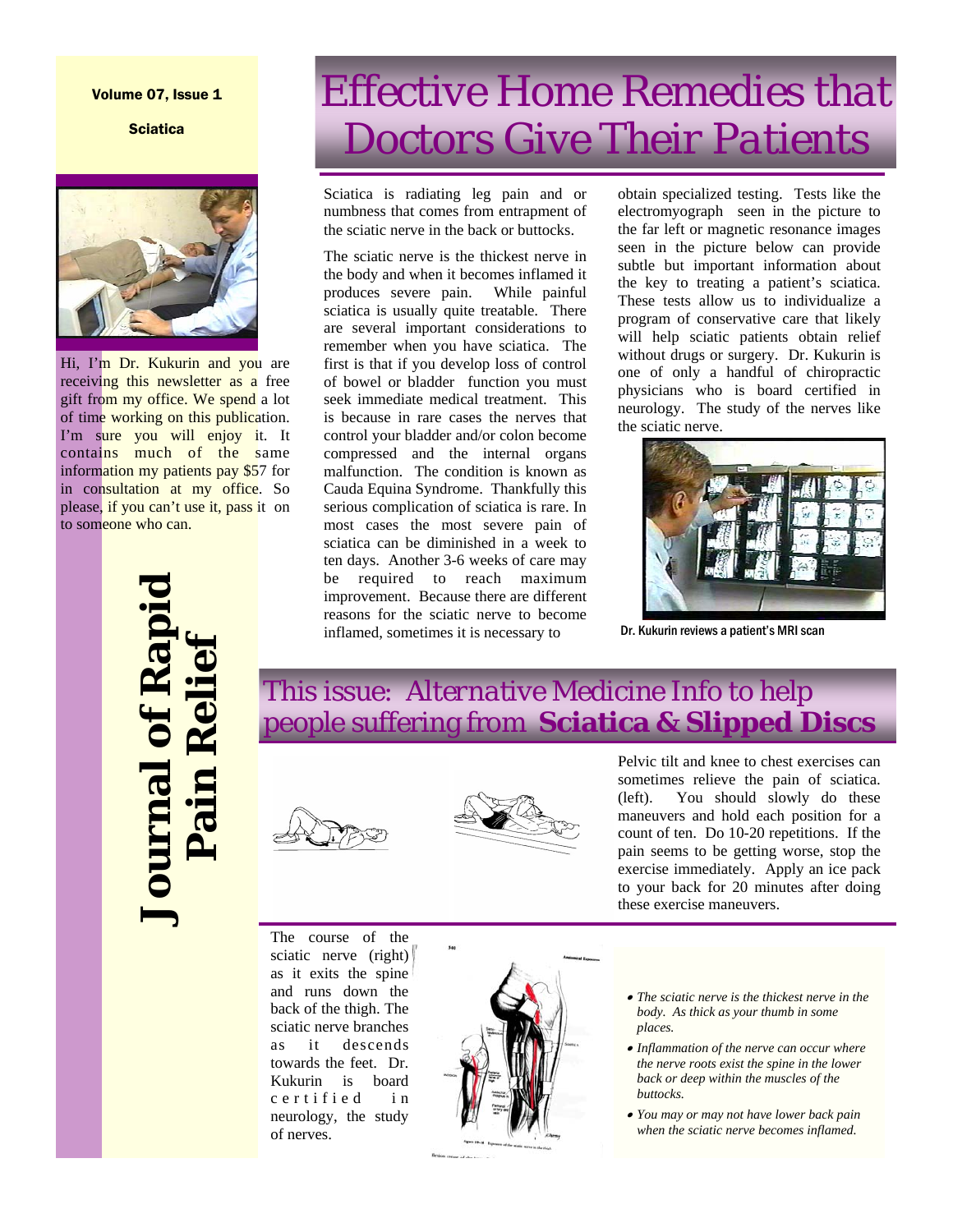Volume 07, Issue 1

Sciatica

# Effective Home Remedies that Doctors Give Their Patients

Hi, I'm Dr. Kukurin and you are receiving this newsletter as a free gift from my office. We spend a lot of time working on this publication. I'm sure you will enjoy it. It contains much of the same information my patients pay $57 for in consultation at my office. So please, if you can't use it, pass it on to someone who can.

**Journal of Rapid Pain Relief**

Sciatica is radiating leg pain and or numbness that comes from entrapment of the sciatic nerve in the back or buttocks.

The sciatic nerve is the thickest nerve in the body and when it becomes inflamed it produces severe pain. While painful sciatica is usually quite treatable. There are several important considerations to remember when you have sciatica. The first is that if you develop loss of control of bowel or bladder function you must seek immediate medical treatment. This is because in rare cases the nerves that control your bladder and/or colon become compressed and the internal organs malfunction. The condition is known as Cauda Equina Syndrome. Thankfully this serious complication of sciatica is rare. In most cases the most severe pain of sciatica can be diminished in a week to ten days. Another 3-6 weeks of care may be required to reach maximum improvement. Because there are different reasons for the sciatic nerve to become inflamed, sometimes it is necessary to obtain specialized testing. Tests like the electromyograph seen in the picture to the far left or magnetic resonance images seen in the picture below can provide subtle but important information about the key to treating a patient's sciatica. These tests allow us to individualize a program of conservative care that likely will help sciatic patients obtain relief without drugs or surgery. Dr. Kukurin is one of only a handful of chiropractic physicians who is board certified in neurology. The study of the nerves like the sciatic nerve.

Dr. Kukurin reviews a patient's MRI scan

## This issue: Alternative Medicine Info to help people suffering from **Sciatica & Slipped Discs**

Pelvic tilt and knee to chest exercises can sometimes relieve the pain of sciatica. (left). You should slowly do these maneuvers and hold each position for a count of ten. Do 10-20 repetitions. If the pain seems to be getting worse, stop the exercise immediately. Apply an ice pack to your back for 20 minutes after doing these exercise maneuvers.

The course of the sciatic nerve (right) as it exits the spine and runs down the back of the thigh. The sciatic nerve branches as it descends towards the feet. Dr. Kukurin is board certified in neurology, the study of nerves.

- *The sciatic nerve is the thickest nerve in the body. As thick as your thumb in some places.*
- *Inflammation of the nerve can occur where the nerve roots exist the spine in the lower back or deep within the muscles of the buttocks.*
- *You may or may not have lower back pain when the sciatic nerve becomes inflamed.*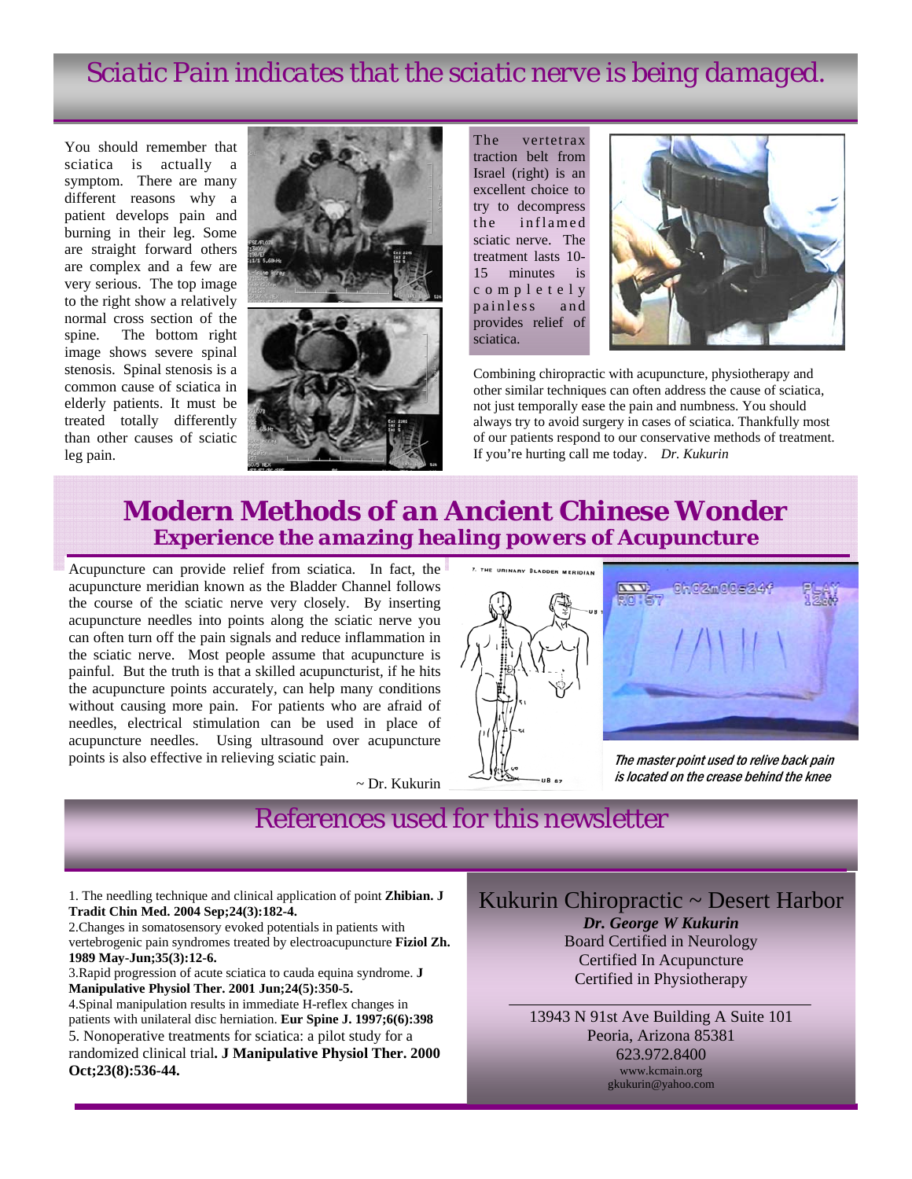## Sciatic Pain indicates that the sciatic nerve is being damaged.

You should remember that sciatica is actually a symptom. There are many different reasons why a patient develops pain and burning in their leg. Some are straight forward others are complex and a few are very serious. The top image to the right show a relatively normal cross section of the spine. The bottom right image shows severe spinal stenosis. Spinal stenosis is a common cause of sciatica in elderly patients. It must be treated totally differently than other causes of sciatic leg pain.

The vertetrax traction belt from Israel (right) is an excellent choice to try to decompress the inflamed sciatic nerve. The treatment lasts 10-15 minutes is completely painless and provides relief of sciatica.

Combining chiropractic with acupuncture, physiotherapy and other similar techniques can often address the cause of sciatica, not just temporally ease the pain and numbness. You should always try to avoid surgery in cases of sciatica. Thankfully most of our patients respond to our conservative methods of treatment. If you're hurting call me today. *Dr. Kukurin*

## Modern Methods of an Ancient Chinese Wonder

### *Experience the amazing healing powers of Acupuncture*

Acupuncture can provide relief from sciatica. In fact, the acupuncture meridian known as the Bladder Channel follows the course of the sciatic nerve very closely. By inserting acupuncture needles into points along the sciatic nerve you can often turn off the pain signals and reduce inflammation in the sciatic nerve. Most people assume that acupuncture is painful. But the truth is that a skilled acupuncturist, if he hits the acupuncture points accurately, can help many conditions without causing more pain. For patients who are afraid of needles, electrical stimulation can be used in place of acupuncture needles. Using ultrasound over acupuncture points is also effective in relieving sciatic pain.

~ Dr. Kukurin

7. THE URINARY BLADDER MERIDIAN

*The master point used to relive back pain is located on the crease behind the knee*

## References used for this newsletter

1. The needling technique and clinical application of point **Zhibian. J Tradit Chin Med. 2004 Sep;24(3):182-4.**
2. Changes in somatosensory evoked potentials in patients with vertebrogenic pain syndromes treated by electroacupuncture **Fiziol Zh. 1989 May-Jun;35(3):12-6.**
3. Rapid progression of acute sciatica to cauda equina syndrome. **J Manipulative Physiol Ther. 2001 Jun;24(5):350-5.**
4. Spinal manipulation results in immediate H-reflex changes in patients with unilateral disc herniation. **Eur Spine J. 1997;6(6):398**
5. Nonoperative treatments for sciatica: a pilot study for a randomized clinical trial**. J Manipulative Physiol Ther. 2000 Oct;23(8):536-44.**

**Kukurin Chiropractic ~ Desert Harbor**

***Dr. George W Kukurin***
Board Certified in Neurology
Certified In Acupuncture
Certified in Physiotherapy

13943 N 91st Ave Building A Suite 101
Peoria, Arizona 85381
623.972.8400
www.kcmain.org
gkukurin@yahoo.com